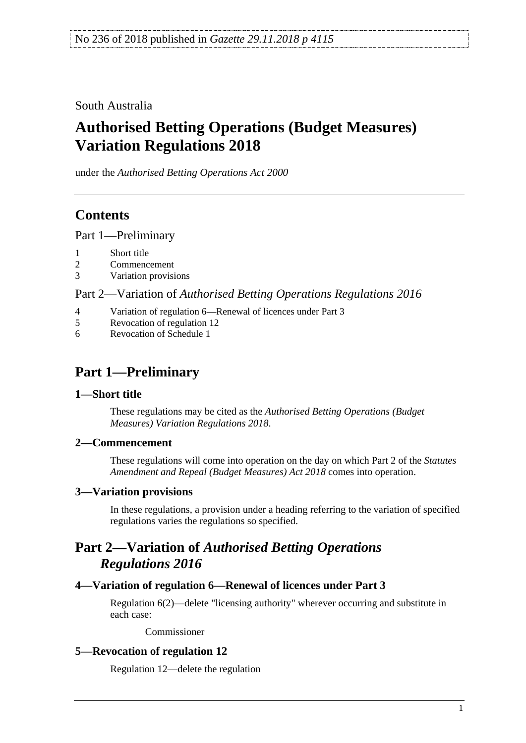No 236 of 2018 published in *Gazette 29.11.2018 p 4115*

South Australia

# Authorised Betting Operations (Budget Measures) Variation Regulations 2018

under the *Authorised Betting Operations Act 2000*

## Contents

Part 1—Preliminary

1 Short title
2 Commencement
3 Variation provisions

Part 2—Variation of *Authorised Betting Operations Regulations 2016*

4 Variation of regulation 6—Renewal of licences under Part 3
5 Revocation of regulation 12
6 Revocation of Schedule 1

## Part 1—Preliminary

### 1—Short title

These regulations may be cited as the *Authorised Betting Operations (Budget Measures) Variation Regulations 2018*.

### 2—Commencement

These regulations will come into operation on the day on which Part 2 of the *Statutes Amendment and Repeal (Budget Measures) Act 2018* comes into operation.

### 3—Variation provisions

In these regulations, a provision under a heading referring to the variation of specified regulations varies the regulations so specified.

## Part 2—Variation of *Authorised Betting Operations Regulations 2016*

### 4—Variation of regulation 6—Renewal of licences under Part 3

Regulation 6(2)—delete "licensing authority" wherever occurring and substitute in each case:

Commissioner

### 5—Revocation of regulation 12

Regulation 12—delete the regulation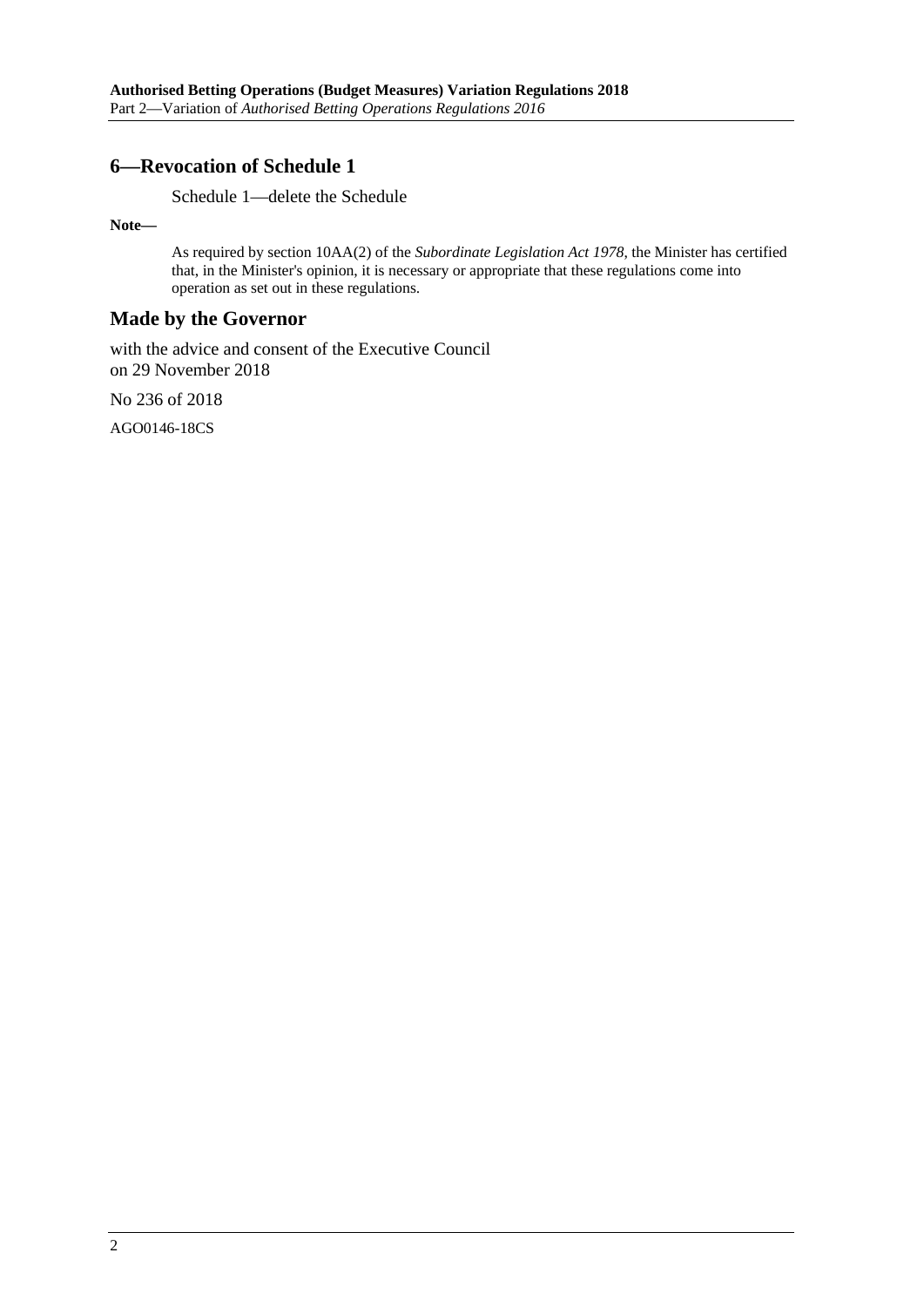## 6—Revocation of Schedule 1

Schedule 1—delete the Schedule

**Note—**

As required by section 10AA(2) of the *Subordinate Legislation Act 1978*, the Minister has certified that, in the Minister's opinion, it is necessary or appropriate that these regulations come into operation as set out in these regulations.

## Made by the Governor

with the advice and consent of the Executive Council
on 29 November 2018

No 236 of 2018

AGO0146-18CS